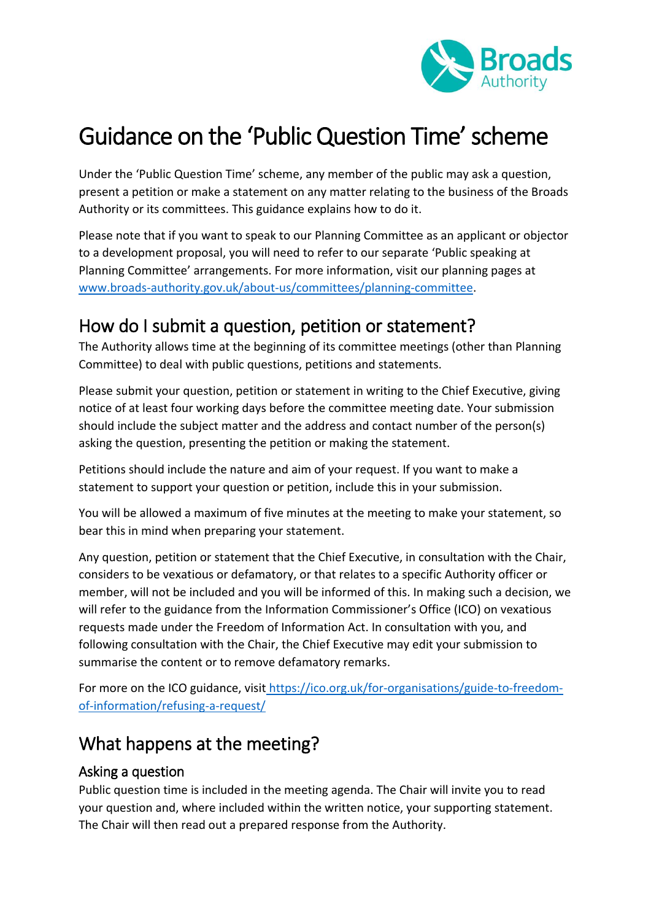# Guidance on the 'Public Question Time' scheme

Under the 'Public Question Time' scheme, any member of the public may ask a question, present a petition or make a statement on any matter relating to the business of the Broads Authority or its committees. This guidance explains how to do it.

Please note that if you want to speak to our Planning Committee as an applicant or objector to a development proposal, you will need to refer to our separate 'Public speaking at Planning Committee' arrangements. For more information, visit our planning pages at [www.broads-authority.gov.uk/about-us/committees/planning-committee](www.broads-authority.gov.uk/about-us/committees/planning-committee).

## How do I submit a question, petition or statement?

The Authority allows time at the beginning of its committee meetings (other than Planning Committee) to deal with public questions, petitions and statements.

Please submit your question, petition or statement in writing to the Chief Executive, giving notice of at least four working days before the committee meeting date. Your submission should include the subject matter and the address and contact number of the person(s) asking the question, presenting the petition or making the statement.

Petitions should include the nature and aim of your request. If you want to make a statement to support your question or petition, include this in your submission.

You will be allowed a maximum of five minutes at the meeting to make your statement, so bear this in mind when preparing your statement.

Any question, petition or statement that the Chief Executive, in consultation with the Chair, considers to be vexatious or defamatory, or that relates to a specific Authority officer or member, will not be included and you will be informed of this. In making such a decision, we will refer to the guidance from the Information Commissioner's Office (ICO) on vexatious requests made under the Freedom of Information Act. In consultation with you, and following consultation with the Chair, the Chief Executive may edit your submission to summarise the content or to remove defamatory remarks.

For more on the ICO guidance, visit [https://ico.org.uk/for-organisations/guide-to-freedom-of-information/refusing-a-request/](https://ico.org.uk/for-organisations/guide-to-freedom-of-information/refusing-a-request/)

## What happens at the meeting?

### Asking a question

Public question time is included in the meeting agenda. The Chair will invite you to read your question and, where included within the written notice, your supporting statement. The Chair will then read out a prepared response from the Authority.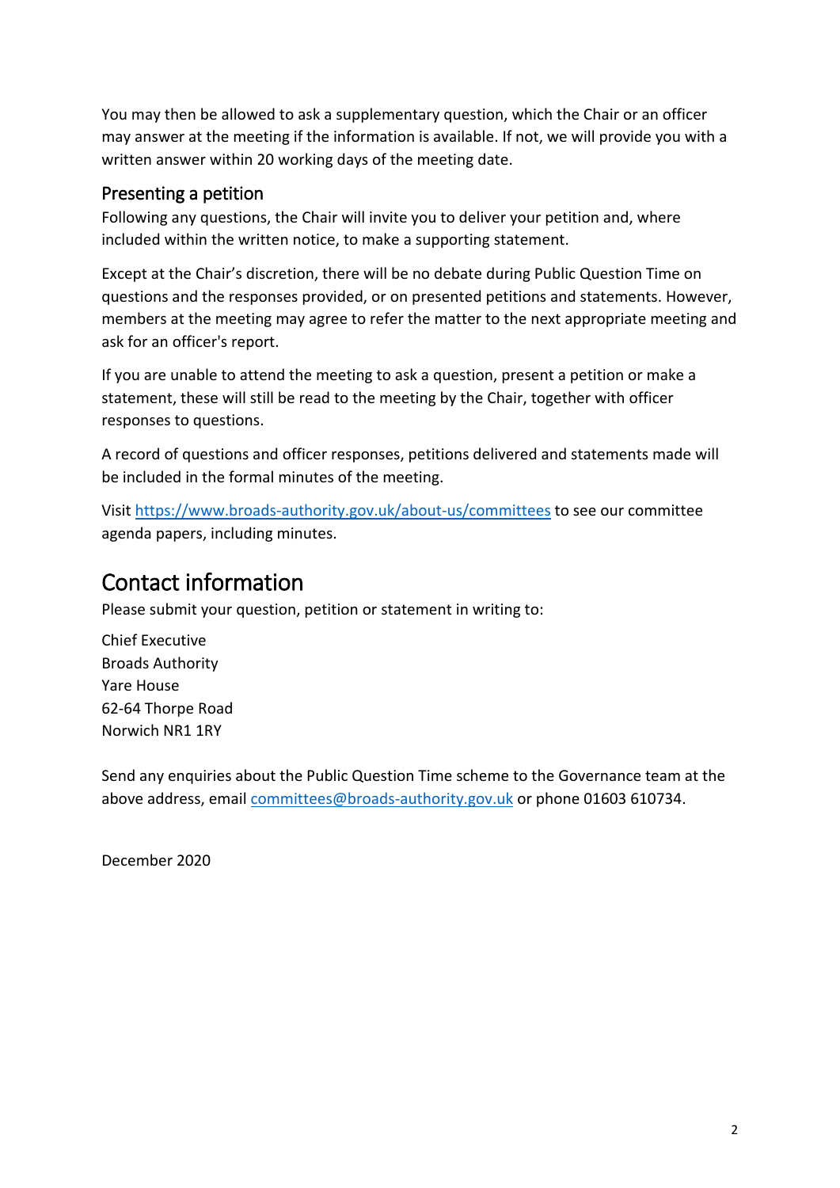You may then be allowed to ask a supplementary question, which the Chair or an officer may answer at the meeting if the information is available. If not, we will provide you with a written answer within 20 working days of the meeting date.

### Presenting a petition

Following any questions, the Chair will invite you to deliver your petition and, where included within the written notice, to make a supporting statement.

Except at the Chair's discretion, there will be no debate during Public Question Time on questions and the responses provided, or on presented petitions and statements. However, members at the meeting may agree to refer the matter to the next appropriate meeting and ask for an officer's report.

If you are unable to attend the meeting to ask a question, present a petition or make a statement, these will still be read to the meeting by the Chair, together with officer responses to questions.

A record of questions and officer responses, petitions delivered and statements made will be included in the formal minutes of the meeting.

Visit https://www.broads-authority.gov.uk/about-us/committees to see our committee agenda papers, including minutes.

## Contact information

Please submit your question, petition or statement in writing to:

Chief Executive
Broads Authority
Yare House
62-64 Thorpe Road
Norwich NR1 1RY

Send any enquiries about the Public Question Time scheme to the Governance team at the above address, email committees@broads-authority.gov.uk or phone 01603 610734.

December 2020